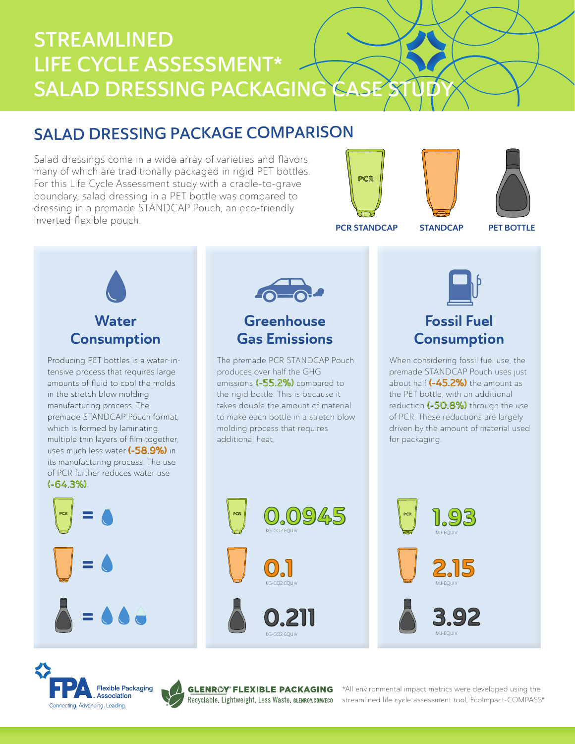# STREAMLINED LIFE CYCLE ASSESSMENT* SALAD DRESSING PACKAGING CASE STUDY

## SALAD DRESSING PACKAGE COMPARISON

Salad dressings come in a wide array of varieties and flavors, many of which are traditionally packaged in rigid PET bottles. For this Life Cycle Assessment study with a cradle-to-grave boundary, salad dressing in a PET bottle was compared to dressing in a premade STANDCAP Pouch, an eco-friendly inverted flexible pouch.

PCR STANDCAP | STANDCAP | PET BOTTLE

### Water Consumption

Producing PET bottles is a water-intensive process that requires large amounts of fluid to cool the molds in the stretch blow molding manufacturing process. The premade STANDCAP Pouch format, which is formed by laminating multiple thin layers of film together, uses much less water **(-58.9%)** in its manufacturing process. The use of PCR further reduces water use **(-64.3%)**.

### Greenhouse Gas Emissions

The premade PCR STANDCAP Pouch produces over half the GHG emissions **(-55.2%)** compared to the rigid bottle. This is because it takes double the amount of material to make each bottle in a stretch blow molding process that requires additional heat.

| Package | GHG Emissions |
|---|---|
| PCR STANDCAP | 0.0945 KG-CO2 EQUIV |
| STANDCAP | 0.1 KG-CO2 EQUIV |
| PET BOTTLE | 0.211 KG-CO2 EQUIV |

### Fossil Fuel Consumption

When considering fossil fuel use, the premade STANDCAP Pouch uses just about half **(-45.2%)** the amount as the PET bottle, with an additional reduction **(-50.8%)** through the use of PCR. These reductions are largely driven by the amount of material used for packaging.

| Package | Fossil Fuel Consumption |
|---|---|
| PCR STANDCAP | 1.93 MJ-EQUIV |
| STANDCAP | 2.15 MJ-EQUIV |
| PET BOTTLE | 3.92 MJ-EQUIV |

FPA Flexible Packaging Association — Connecting. Advancing. Leading.

GLENROY® FLEXIBLE PACKAGING — Recyclable. Lightweight. Less Waste. GLENROY.COM/ECO

*All environmental impact metrics were developed using the streamlined life cycle assessment tool, EcoImpact-COMPASS®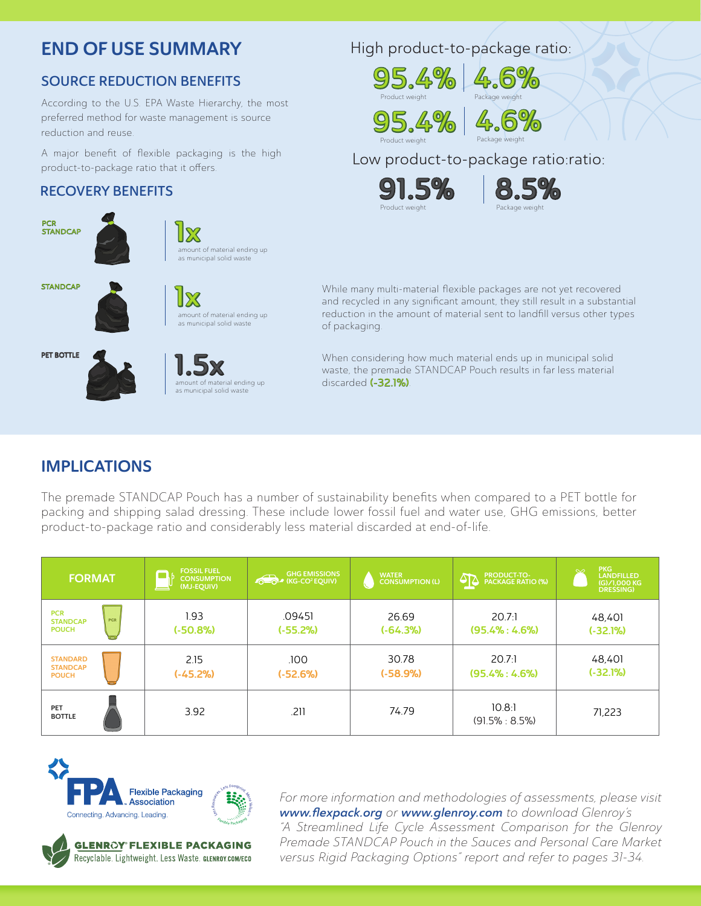# END OF USE SUMMARY

## SOURCE REDUCTION BENEFITS

According to the U.S. EPA Waste Hierarchy, the most preferred method for waste management is source reduction and reuse.

A major benefit of flexible packaging is the high product-to-package ratio that it offers.

High product-to-package ratio:

95.4% Product weight | 4.6% Package weight

95.4% Product weight | 4.6% Package weight

Low product-to-package ratio:ratio:

91.5% Product weight | 8.5% Package weight

## RECOVERY BENEFITS

PCR STANDCAP — 1x amount of material ending up as municipal solid waste

STANDCAP — 1x amount of material ending up as municipal solid waste

PET BOTTLE — 1.5x amount of material ending up as municipal solid waste

While many multi-material flexible packages are not yet recovered and recycled in any significant amount, they still result in a substantial reduction in the amount of material sent to landfill versus other types of packaging.

When considering how much material ends up in municipal solid waste, the premade STANDCAP Pouch results in far less material discarded **(-32.1%)**.

## IMPLICATIONS

The premade STANDCAP Pouch has a number of sustainability benefits when compared to a PET bottle for packing and shipping salad dressing. These include lower fossil fuel and water use, GHG emissions, better product-to-package ratio and considerably less material discarded at end-of-life.

| FORMAT | FOSSIL FUEL CONSUMPTION (MJ-EQUIV) | GHG EMISSIONS (KG-$CO^2$ EQUIV) | WATER CONSUMPTION (L) | PRODUCT-TO-PACKAGE RATIO (%) | PKG LANDFILLED (G)/1,000 KG DRESSING) |
|---|---|---|---|---|---|
| PCR STANDCAP POUCH | 1.93 (-50.8%) | .09451 (-55.2%) | 26.69 (-64.3%) | 20.7:1 (95.4% : 4.6%) | 48,401 (-32.1%) |
| STANDARD STANDCAP POUCH | 2.15 (-45.2%) | .100 (-52.6%) | 30.78 (-58.9%) | 20.7:1 (95.4% : 4.6%) | 48,401 (-32.1%) |
| PET BOTTLE | 3.92 | .211 | 74.79 | 10.8:1 (91.5% : 8.5%) | 71,223 |

FPA Flexible Packaging Association — Connecting. Advancing. Leading.

GLENROY® FLEXIBLE PACKAGING — Recyclable. Lightweight. Less Waste. GLENROY.COM/ECO

*For more information and methodologies of assessments, please visit* ***www.flexpack.org*** *or* ***www.glenroy.com*** *to download Glenroy's "A Streamlined Life Cycle Assessment Comparison for the Glenroy Premade STANDCAP Pouch in the Sauces and Personal Care Market versus Rigid Packaging Options" report and refer to pages 31-34.*